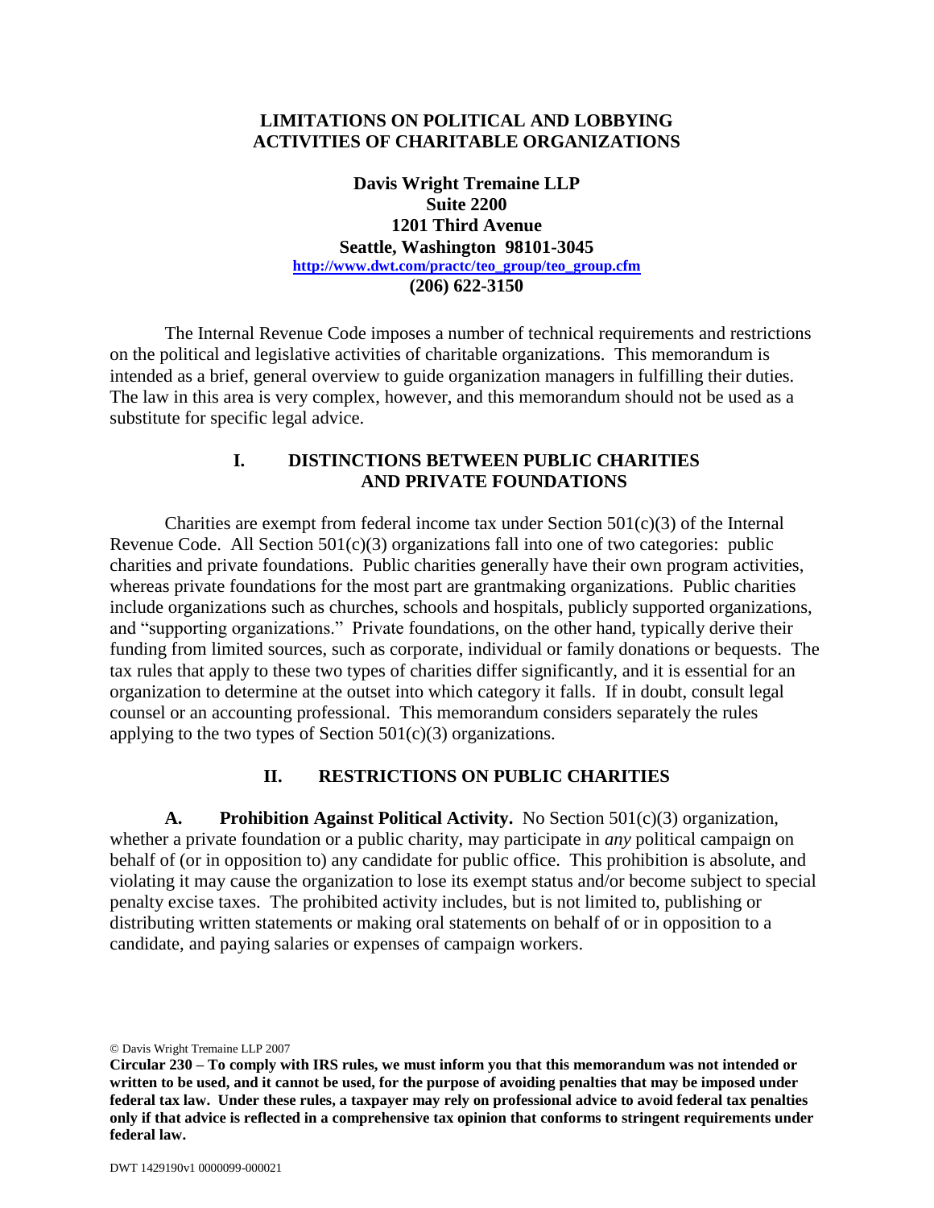# LIMITATIONS ON POLITICAL AND LOBBYING ACTIVITIES OF CHARITABLE ORGANIZATIONS

**Davis Wright Tremaine LLP**
**Suite 2200**
**1201 Third Avenue**
**Seattle, Washington 98101-3045**
**http://www.dwt.com/practc/teo_group/teo_group.cfm**
**(206) 622-3150**

The Internal Revenue Code imposes a number of technical requirements and restrictions on the political and legislative activities of charitable organizations. This memorandum is intended as a brief, general overview to guide organization managers in fulfilling their duties. The law in this area is very complex, however, and this memorandum should not be used as a substitute for specific legal advice.

## I. DISTINCTIONS BETWEEN PUBLIC CHARITIES AND PRIVATE FOUNDATIONS

Charities are exempt from federal income tax under Section 501(c)(3) of the Internal Revenue Code. All Section 501(c)(3) organizations fall into one of two categories: public charities and private foundations. Public charities generally have their own program activities, whereas private foundations for the most part are grantmaking organizations. Public charities include organizations such as churches, schools and hospitals, publicly supported organizations, and "supporting organizations." Private foundations, on the other hand, typically derive their funding from limited sources, such as corporate, individual or family donations or bequests. The tax rules that apply to these two types of charities differ significantly, and it is essential for an organization to determine at the outset into which category it falls. If in doubt, consult legal counsel or an accounting professional. This memorandum considers separately the rules applying to the two types of Section 501(c)(3) organizations.

## II. RESTRICTIONS ON PUBLIC CHARITIES

**A. Prohibition Against Political Activity.** No Section 501(c)(3) organization, whether a private foundation or a public charity, may participate in *any* political campaign on behalf of (or in opposition to) any candidate for public office. This prohibition is absolute, and violating it may cause the organization to lose its exempt status and/or become subject to special penalty excise taxes. The prohibited activity includes, but is not limited to, publishing or distributing written statements or making oral statements on behalf of or in opposition to a candidate, and paying salaries or expenses of campaign workers.

© Davis Wright Tremaine LLP 2007

**Circular 230 – To comply with IRS rules, we must inform you that this memorandum was not intended or written to be used, and it cannot be used, for the purpose of avoiding penalties that may be imposed under federal tax law. Under these rules, a taxpayer may rely on professional advice to avoid federal tax penalties only if that advice is reflected in a comprehensive tax opinion that conforms to stringent requirements under federal law.**

DWT 1429190v1 0000099-000021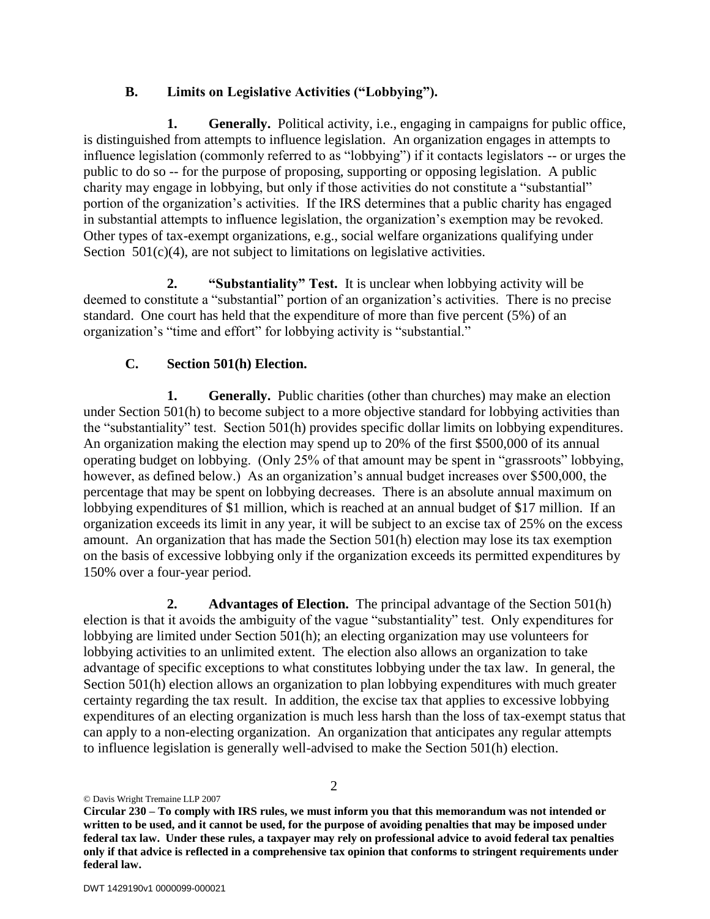### B. Limits on Legislative Activities ("Lobbying").

**1. Generally.** Political activity, i.e., engaging in campaigns for public office, is distinguished from attempts to influence legislation. An organization engages in attempts to influence legislation (commonly referred to as "lobbying") if it contacts legislators -- or urges the public to do so -- for the purpose of proposing, supporting or opposing legislation. A public charity may engage in lobbying, but only if those activities do not constitute a "substantial" portion of the organization's activities. If the IRS determines that a public charity has engaged in substantial attempts to influence legislation, the organization's exemption may be revoked. Other types of tax-exempt organizations, e.g., social welfare organizations qualifying under Section 501(c)(4), are not subject to limitations on legislative activities.

**2. "Substantiality" Test.** It is unclear when lobbying activity will be deemed to constitute a "substantial" portion of an organization's activities. There is no precise standard. One court has held that the expenditure of more than five percent (5%) of an organization's "time and effort" for lobbying activity is "substantial."

### C. Section 501(h) Election.

**1. Generally.** Public charities (other than churches) may make an election under Section 501(h) to become subject to a more objective standard for lobbying activities than the "substantiality" test. Section 501(h) provides specific dollar limits on lobbying expenditures. An organization making the election may spend up to 20% of the first $500,000 of its annual operating budget on lobbying. (Only 25% of that amount may be spent in "grassroots" lobbying, however, as defined below.) As an organization's annual budget increases over $500,000, the percentage that may be spent on lobbying decreases. There is an absolute annual maximum on lobbying expenditures of $1 million, which is reached at an annual budget of $17 million. If an organization exceeds its limit in any year, it will be subject to an excise tax of 25% on the excess amount. An organization that has made the Section 501(h) election may lose its tax exemption on the basis of excessive lobbying only if the organization exceeds its permitted expenditures by 150% over a four-year period.

**2. Advantages of Election.** The principal advantage of the Section 501(h) election is that it avoids the ambiguity of the vague "substantiality" test. Only expenditures for lobbying are limited under Section 501(h); an electing organization may use volunteers for lobbying activities to an unlimited extent. The election also allows an organization to take advantage of specific exceptions to what constitutes lobbying under the tax law. In general, the Section 501(h) election allows an organization to plan lobbying expenditures with much greater certainty regarding the tax result. In addition, the excise tax that applies to excessive lobbying expenditures of an electing organization is much less harsh than the loss of tax-exempt status that can apply to a non-electing organization. An organization that anticipates any regular attempts to influence legislation is generally well-advised to make the Section 501(h) election.

© Davis Wright Tremaine LLP 2007

**Circular 230 – To comply with IRS rules, we must inform you that this memorandum was not intended or written to be used, and it cannot be used, for the purpose of avoiding penalties that may be imposed under federal tax law. Under these rules, a taxpayer may rely on professional advice to avoid federal tax penalties only if that advice is reflected in a comprehensive tax opinion that conforms to stringent requirements under federal law.**

DWT 1429190v1 0000099-000021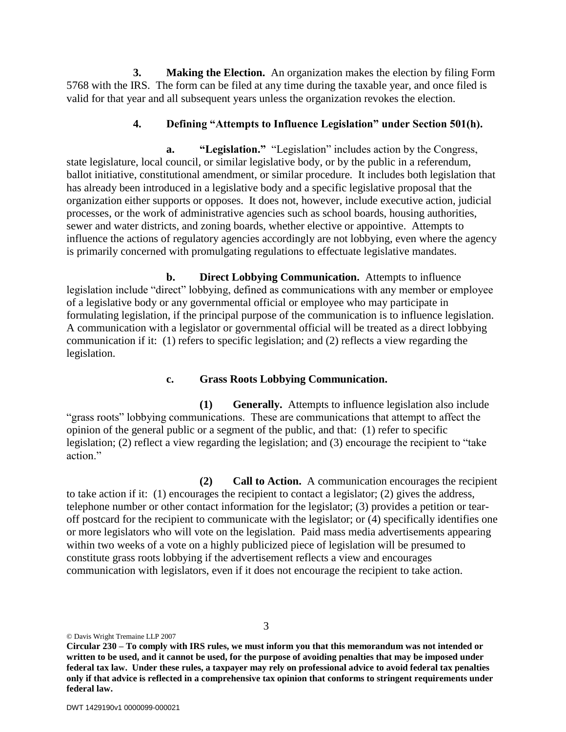**3. Making the Election.** An organization makes the election by filing Form 5768 with the IRS. The form can be filed at any time during the taxable year, and once filed is valid for that year and all subsequent years unless the organization revokes the election.

**4. Defining "Attempts to Influence Legislation" under Section 501(h).**

**a. "Legislation."** "Legislation" includes action by the Congress, state legislature, local council, or similar legislative body, or by the public in a referendum, ballot initiative, constitutional amendment, or similar procedure. It includes both legislation that has already been introduced in a legislative body and a specific legislative proposal that the organization either supports or opposes. It does not, however, include executive action, judicial processes, or the work of administrative agencies such as school boards, housing authorities, sewer and water districts, and zoning boards, whether elective or appointive. Attempts to influence the actions of regulatory agencies accordingly are not lobbying, even where the agency is primarily concerned with promulgating regulations to effectuate legislative mandates.

**b. Direct Lobbying Communication.** Attempts to influence legislation include "direct" lobbying, defined as communications with any member or employee of a legislative body or any governmental official or employee who may participate in formulating legislation, if the principal purpose of the communication is to influence legislation. A communication with a legislator or governmental official will be treated as a direct lobbying communication if it: (1) refers to specific legislation; and (2) reflects a view regarding the legislation.

**c. Grass Roots Lobbying Communication.**

**(1) Generally.** Attempts to influence legislation also include "grass roots" lobbying communications. These are communications that attempt to affect the opinion of the general public or a segment of the public, and that: (1) refer to specific legislation; (2) reflect a view regarding the legislation; and (3) encourage the recipient to "take action."

**(2) Call to Action.** A communication encourages the recipient to take action if it: (1) encourages the recipient to contact a legislator; (2) gives the address, telephone number or other contact information for the legislator; (3) provides a petition or tear-off postcard for the recipient to communicate with the legislator; or (4) specifically identifies one or more legislators who will vote on the legislation. Paid mass media advertisements appearing within two weeks of a vote on a highly publicized piece of legislation will be presumed to constitute grass roots lobbying if the advertisement reflects a view and encourages communication with legislators, even if it does not encourage the recipient to take action.

© Davis Wright Tremaine LLP 2007

**Circular 230 – To comply with IRS rules, we must inform you that this memorandum was not intended or written to be used, and it cannot be used, for the purpose of avoiding penalties that may be imposed under federal tax law. Under these rules, a taxpayer may rely on professional advice to avoid federal tax penalties only if that advice is reflected in a comprehensive tax opinion that conforms to stringent requirements under federal law.**

DWT 1429190v1 0000099-000021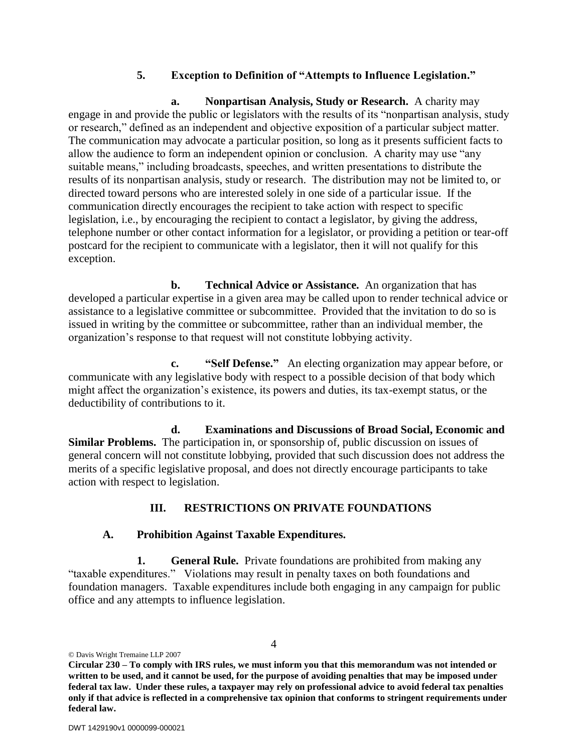### 5. Exception to Definition of "Attempts to Influence Legislation."

**a. Nonpartisan Analysis, Study or Research.** A charity may engage in and provide the public or legislators with the results of its "nonpartisan analysis, study or research," defined as an independent and objective exposition of a particular subject matter. The communication may advocate a particular position, so long as it presents sufficient facts to allow the audience to form an independent opinion or conclusion. A charity may use "any suitable means," including broadcasts, speeches, and written presentations to distribute the results of its nonpartisan analysis, study or research. The distribution may not be limited to, or directed toward persons who are interested solely in one side of a particular issue. If the communication directly encourages the recipient to take action with respect to specific legislation, i.e., by encouraging the recipient to contact a legislator, by giving the address, telephone number or other contact information for a legislator, or providing a petition or tear-off postcard for the recipient to communicate with a legislator, then it will not qualify for this exception.

**b. Technical Advice or Assistance.** An organization that has developed a particular expertise in a given area may be called upon to render technical advice or assistance to a legislative committee or subcommittee. Provided that the invitation to do so is issued in writing by the committee or subcommittee, rather than an individual member, the organization's response to that request will not constitute lobbying activity.

**c. "Self Defense."** An electing organization may appear before, or communicate with any legislative body with respect to a possible decision of that body which might affect the organization's existence, its powers and duties, its tax-exempt status, or the deductibility of contributions to it.

**d. Examinations and Discussions of Broad Social, Economic and Similar Problems.** The participation in, or sponsorship of, public discussion on issues of general concern will not constitute lobbying, provided that such discussion does not address the merits of a specific legislative proposal, and does not directly encourage participants to take action with respect to legislation.

## III. RESTRICTIONS ON PRIVATE FOUNDATIONS

### A. Prohibition Against Taxable Expenditures.

**1. General Rule.** Private foundations are prohibited from making any "taxable expenditures." Violations may result in penalty taxes on both foundations and foundation managers. Taxable expenditures include both engaging in any campaign for public office and any attempts to influence legislation.

© Davis Wright Tremaine LLP 2007

**Circular 230 – To comply with IRS rules, we must inform you that this memorandum was not intended or written to be used, and it cannot be used, for the purpose of avoiding penalties that may be imposed under federal tax law. Under these rules, a taxpayer may rely on professional advice to avoid federal tax penalties only if that advice is reflected in a comprehensive tax opinion that conforms to stringent requirements under federal law.**

DWT 1429190v1 0000099-000021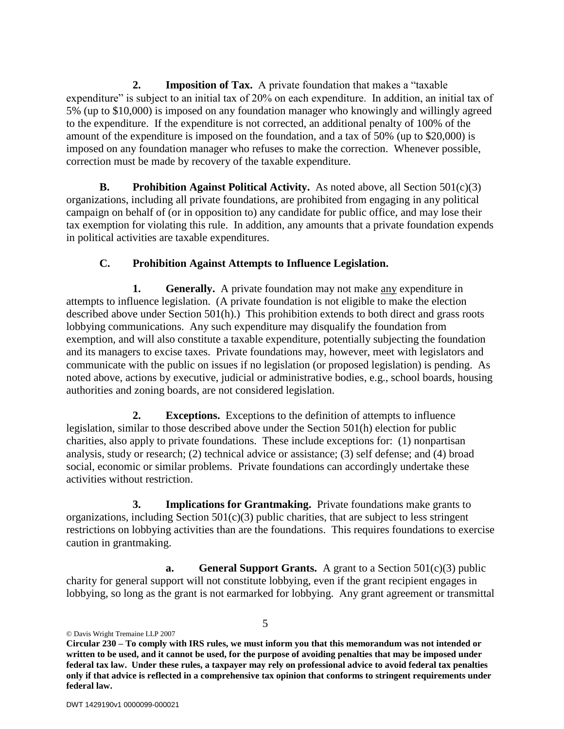**2. Imposition of Tax.** A private foundation that makes a "taxable expenditure" is subject to an initial tax of 20% on each expenditure. In addition, an initial tax of 5% (up to $10,000) is imposed on any foundation manager who knowingly and willingly agreed to the expenditure. If the expenditure is not corrected, an additional penalty of 100% of the amount of the expenditure is imposed on the foundation, and a tax of 50% (up to $20,000) is imposed on any foundation manager who refuses to make the correction. Whenever possible, correction must be made by recovery of the taxable expenditure.

**B. Prohibition Against Political Activity.** As noted above, all Section 501(c)(3) organizations, including all private foundations, are prohibited from engaging in any political campaign on behalf of (or in opposition to) any candidate for public office, and may lose their tax exemption for violating this rule. In addition, any amounts that a private foundation expends in political activities are taxable expenditures.

**C. Prohibition Against Attempts to Influence Legislation.**

**1. Generally.** A private foundation may not make any expenditure in attempts to influence legislation. (A private foundation is not eligible to make the election described above under Section 501(h).) This prohibition extends to both direct and grass roots lobbying communications. Any such expenditure may disqualify the foundation from exemption, and will also constitute a taxable expenditure, potentially subjecting the foundation and its managers to excise taxes. Private foundations may, however, meet with legislators and communicate with the public on issues if no legislation (or proposed legislation) is pending. As noted above, actions by executive, judicial or administrative bodies, e.g., school boards, housing authorities and zoning boards, are not considered legislation.

**2. Exceptions.** Exceptions to the definition of attempts to influence legislation, similar to those described above under the Section 501(h) election for public charities, also apply to private foundations. These include exceptions for: (1) nonpartisan analysis, study or research; (2) technical advice or assistance; (3) self defense; and (4) broad social, economic or similar problems. Private foundations can accordingly undertake these activities without restriction.

**3. Implications for Grantmaking.** Private foundations make grants to organizations, including Section 501(c)(3) public charities, that are subject to less stringent restrictions on lobbying activities than are the foundations. This requires foundations to exercise caution in grantmaking.

**a. General Support Grants.** A grant to a Section 501(c)(3) public charity for general support will not constitute lobbying, even if the grant recipient engages in lobbying, so long as the grant is not earmarked for lobbying. Any grant agreement or transmittal

© Davis Wright Tremaine LLP 2007

**Circular 230 – To comply with IRS rules, we must inform you that this memorandum was not intended or written to be used, and it cannot be used, for the purpose of avoiding penalties that may be imposed under federal tax law. Under these rules, a taxpayer may rely on professional advice to avoid federal tax penalties only if that advice is reflected in a comprehensive tax opinion that conforms to stringent requirements under federal law.**

DWT 1429190v1 0000099-000021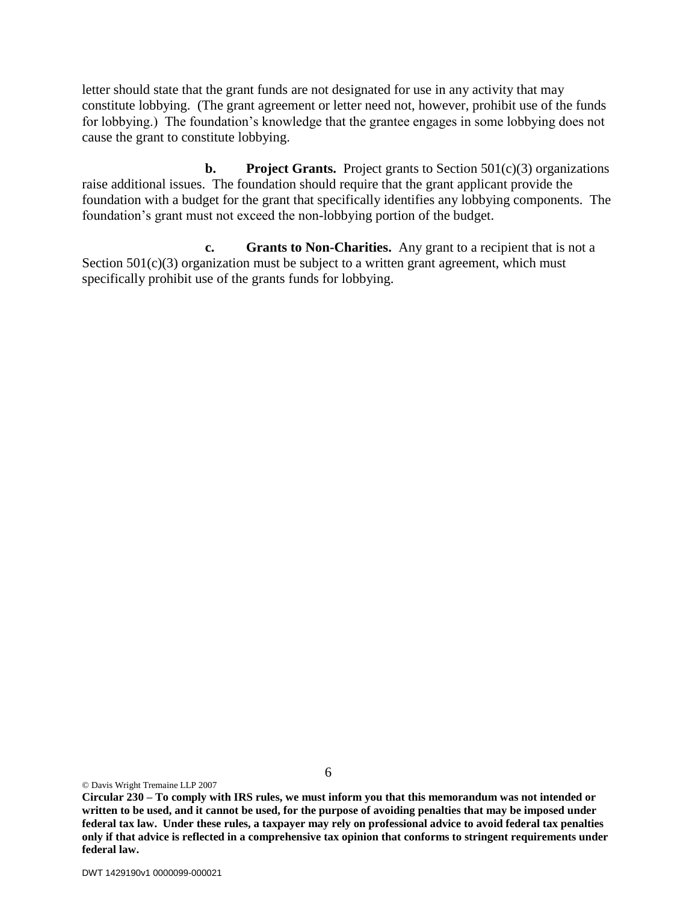letter should state that the grant funds are not designated for use in any activity that may constitute lobbying. (The grant agreement or letter need not, however, prohibit use of the funds for lobbying.) The foundation's knowledge that the grantee engages in some lobbying does not cause the grant to constitute lobbying.

**b. Project Grants.** Project grants to Section 501(c)(3) organizations raise additional issues. The foundation should require that the grant applicant provide the foundation with a budget for the grant that specifically identifies any lobbying components. The foundation's grant must not exceed the non-lobbying portion of the budget.

**c. Grants to Non-Charities.** Any grant to a recipient that is not a Section 501(c)(3) organization must be subject to a written grant agreement, which must specifically prohibit use of the grants funds for lobbying.

© Davis Wright Tremaine LLP 2007

**Circular 230 – To comply with IRS rules, we must inform you that this memorandum was not intended or written to be used, and it cannot be used, for the purpose of avoiding penalties that may be imposed under federal tax law. Under these rules, a taxpayer may rely on professional advice to avoid federal tax penalties only if that advice is reflected in a comprehensive tax opinion that conforms to stringent requirements under federal law.**

DWT 1429190v1 0000099-000021